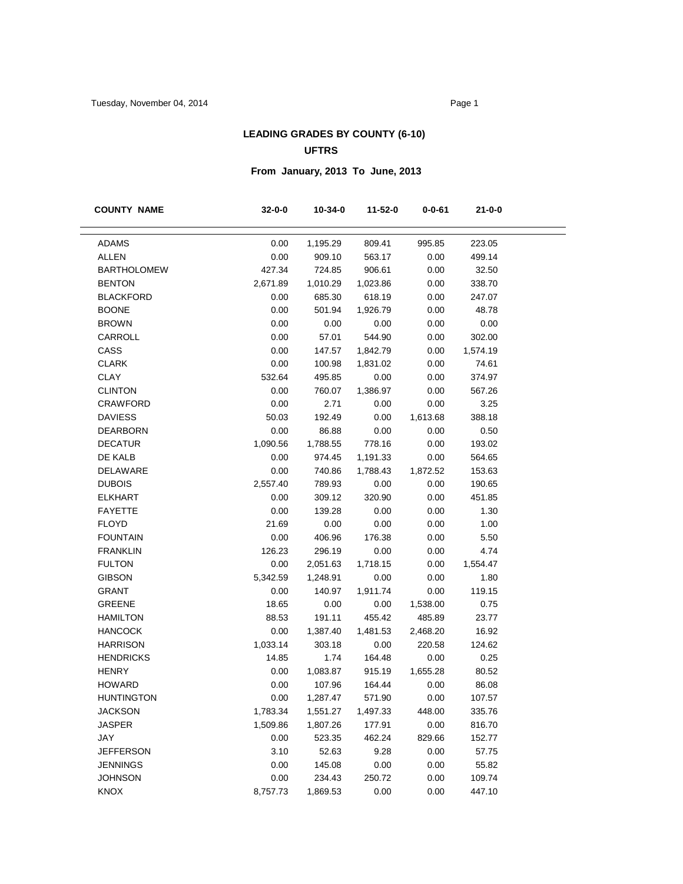## LEADING GRADES BY COUNTY (6-10)

### UFTRS

### From January, 2013 To June, 2013

| COUNTY NAME | 32-0-0 | 10-34-0 | 11-52-0 | 0-0-61 | 21-0-0 |
|---|---|---|---|---|---|
| ADAMS | 0.00 | 1,195.29 | 809.41 | 995.85 | 223.05 |
| ALLEN | 0.00 | 909.10 | 563.17 | 0.00 | 499.14 |
| BARTHOLOMEW | 427.34 | 724.85 | 906.61 | 0.00 | 32.50 |
| BENTON | 2,671.89 | 1,010.29 | 1,023.86 | 0.00 | 338.70 |
| BLACKFORD | 0.00 | 685.30 | 618.19 | 0.00 | 247.07 |
| BOONE | 0.00 | 501.94 | 1,926.79 | 0.00 | 48.78 |
| BROWN | 0.00 | 0.00 | 0.00 | 0.00 | 0.00 |
| CARROLL | 0.00 | 57.01 | 544.90 | 0.00 | 302.00 |
| CASS | 0.00 | 147.57 | 1,842.79 | 0.00 | 1,574.19 |
| CLARK | 0.00 | 100.98 | 1,831.02 | 0.00 | 74.61 |
| CLAY | 532.64 | 495.85 | 0.00 | 0.00 | 374.97 |
| CLINTON | 0.00 | 760.07 | 1,386.97 | 0.00 | 567.26 |
| CRAWFORD | 0.00 | 2.71 | 0.00 | 0.00 | 3.25 |
| DAVIESS | 50.03 | 192.49 | 0.00 | 1,613.68 | 388.18 |
| DEARBORN | 0.00 | 86.88 | 0.00 | 0.00 | 0.50 |
| DECATUR | 1,090.56 | 1,788.55 | 778.16 | 0.00 | 193.02 |
| DE KALB | 0.00 | 974.45 | 1,191.33 | 0.00 | 564.65 |
| DELAWARE | 0.00 | 740.86 | 1,788.43 | 1,872.52 | 153.63 |
| DUBOIS | 2,557.40 | 789.93 | 0.00 | 0.00 | 190.65 |
| ELKHART | 0.00 | 309.12 | 320.90 | 0.00 | 451.85 |
| FAYETTE | 0.00 | 139.28 | 0.00 | 0.00 | 1.30 |
| FLOYD | 21.69 | 0.00 | 0.00 | 0.00 | 1.00 |
| FOUNTAIN | 0.00 | 406.96 | 176.38 | 0.00 | 5.50 |
| FRANKLIN | 126.23 | 296.19 | 0.00 | 0.00 | 4.74 |
| FULTON | 0.00 | 2,051.63 | 1,718.15 | 0.00 | 1,554.47 |
| GIBSON | 5,342.59 | 1,248.91 | 0.00 | 0.00 | 1.80 |
| GRANT | 0.00 | 140.97 | 1,911.74 | 0.00 | 119.15 |
| GREENE | 18.65 | 0.00 | 0.00 | 1,538.00 | 0.75 |
| HAMILTON | 88.53 | 191.11 | 455.42 | 485.89 | 23.77 |
| HANCOCK | 0.00 | 1,387.40 | 1,481.53 | 2,468.20 | 16.92 |
| HARRISON | 1,033.14 | 303.18 | 0.00 | 220.58 | 124.62 |
| HENDRICKS | 14.85 | 1.74 | 164.48 | 0.00 | 0.25 |
| HENRY | 0.00 | 1,083.87 | 915.19 | 1,655.28 | 80.52 |
| HOWARD | 0.00 | 107.96 | 164.44 | 0.00 | 86.08 |
| HUNTINGTON | 0.00 | 1,287.47 | 571.90 | 0.00 | 107.57 |
| JACKSON | 1,783.34 | 1,551.27 | 1,497.33 | 448.00 | 335.76 |
| JASPER | 1,509.86 | 1,807.26 | 177.91 | 0.00 | 816.70 |
| JAY | 0.00 | 523.35 | 462.24 | 829.66 | 152.77 |
| JEFFERSON | 3.10 | 52.63 | 9.28 | 0.00 | 57.75 |
| JENNINGS | 0.00 | 145.08 | 0.00 | 0.00 | 55.82 |
| JOHNSON | 0.00 | 234.43 | 250.72 | 0.00 | 109.74 |
| KNOX | 8,757.73 | 1,869.53 | 0.00 | 0.00 | 447.10 |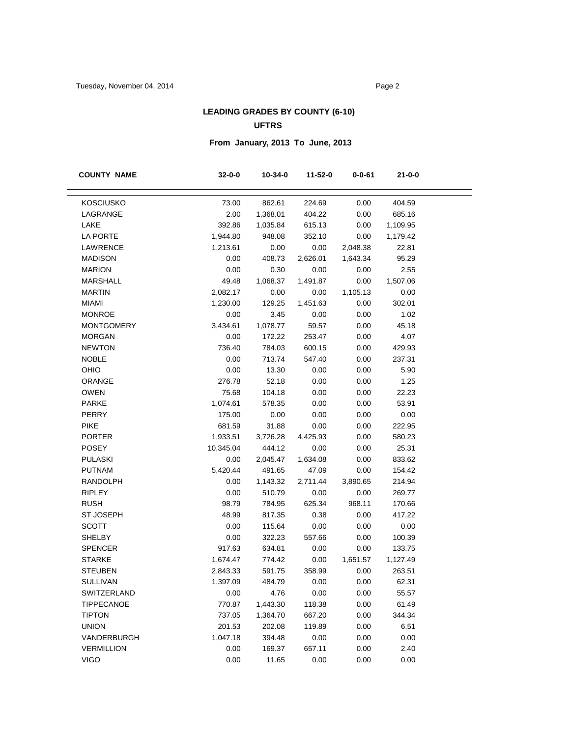## LEADING GRADES BY COUNTY (6-10)

### UFTRS

### From January, 2013 To June, 2013

| COUNTY NAME | 32-0-0 | 10-34-0 | 11-52-0 | 0-0-61 | 21-0-0 |
|---|---|---|---|---|---|
| KOSCIUSKO | 73.00 | 862.61 | 224.69 | 0.00 | 404.59 |
| LAGRANGE | 2.00 | 1,368.01 | 404.22 | 0.00 | 685.16 |
| LAKE | 392.86 | 1,035.84 | 615.13 | 0.00 | 1,109.95 |
| LA PORTE | 1,944.80 | 948.08 | 352.10 | 0.00 | 1,179.42 |
| LAWRENCE | 1,213.61 | 0.00 | 0.00 | 2,048.38 | 22.81 |
| MADISON | 0.00 | 408.73 | 2,626.01 | 1,643.34 | 95.29 |
| MARION | 0.00 | 0.30 | 0.00 | 0.00 | 2.55 |
| MARSHALL | 49.48 | 1,068.37 | 1,491.87 | 0.00 | 1,507.06 |
| MARTIN | 2,082.17 | 0.00 | 0.00 | 1,105.13 | 0.00 |
| MIAMI | 1,230.00 | 129.25 | 1,451.63 | 0.00 | 302.01 |
| MONROE | 0.00 | 3.45 | 0.00 | 0.00 | 1.02 |
| MONTGOMERY | 3,434.61 | 1,078.77 | 59.57 | 0.00 | 45.18 |
| MORGAN | 0.00 | 172.22 | 253.47 | 0.00 | 4.07 |
| NEWTON | 736.40 | 784.03 | 600.15 | 0.00 | 429.93 |
| NOBLE | 0.00 | 713.74 | 547.40 | 0.00 | 237.31 |
| OHIO | 0.00 | 13.30 | 0.00 | 0.00 | 5.90 |
| ORANGE | 276.78 | 52.18 | 0.00 | 0.00 | 1.25 |
| OWEN | 75.68 | 104.18 | 0.00 | 0.00 | 22.23 |
| PARKE | 1,074.61 | 578.35 | 0.00 | 0.00 | 53.91 |
| PERRY | 175.00 | 0.00 | 0.00 | 0.00 | 0.00 |
| PIKE | 681.59 | 31.88 | 0.00 | 0.00 | 222.95 |
| PORTER | 1,933.51 | 3,726.28 | 4,425.93 | 0.00 | 580.23 |
| POSEY | 10,345.04 | 444.12 | 0.00 | 0.00 | 25.31 |
| PULASKI | 0.00 | 2,045.47 | 1,634.08 | 0.00 | 833.62 |
| PUTNAM | 5,420.44 | 491.65 | 47.09 | 0.00 | 154.42 |
| RANDOLPH | 0.00 | 1,143.32 | 2,711.44 | 3,890.65 | 214.94 |
| RIPLEY | 0.00 | 510.79 | 0.00 | 0.00 | 269.77 |
| RUSH | 98.79 | 784.95 | 625.34 | 968.11 | 170.66 |
| ST JOSEPH | 48.99 | 817.35 | 0.38 | 0.00 | 417.22 |
| SCOTT | 0.00 | 115.64 | 0.00 | 0.00 | 0.00 |
| SHELBY | 0.00 | 322.23 | 557.66 | 0.00 | 100.39 |
| SPENCER | 917.63 | 634.81 | 0.00 | 0.00 | 133.75 |
| STARKE | 1,674.47 | 774.42 | 0.00 | 1,651.57 | 1,127.49 |
| STEUBEN | 2,843.33 | 591.75 | 358.99 | 0.00 | 263.51 |
| SULLIVAN | 1,397.09 | 484.79 | 0.00 | 0.00 | 62.31 |
| SWITZERLAND | 0.00 | 4.76 | 0.00 | 0.00 | 55.57 |
| TIPPECANOE | 770.87 | 1,443.30 | 118.38 | 0.00 | 61.49 |
| TIPTON | 737.05 | 1,364.70 | 667.20 | 0.00 | 344.34 |
| UNION | 201.53 | 202.08 | 119.89 | 0.00 | 6.51 |
| VANDERBURGH | 1,047.18 | 394.48 | 0.00 | 0.00 | 0.00 |
| VERMILLION | 0.00 | 169.37 | 657.11 | 0.00 | 2.40 |
| VIGO | 0.00 | 11.65 | 0.00 | 0.00 | 0.00 |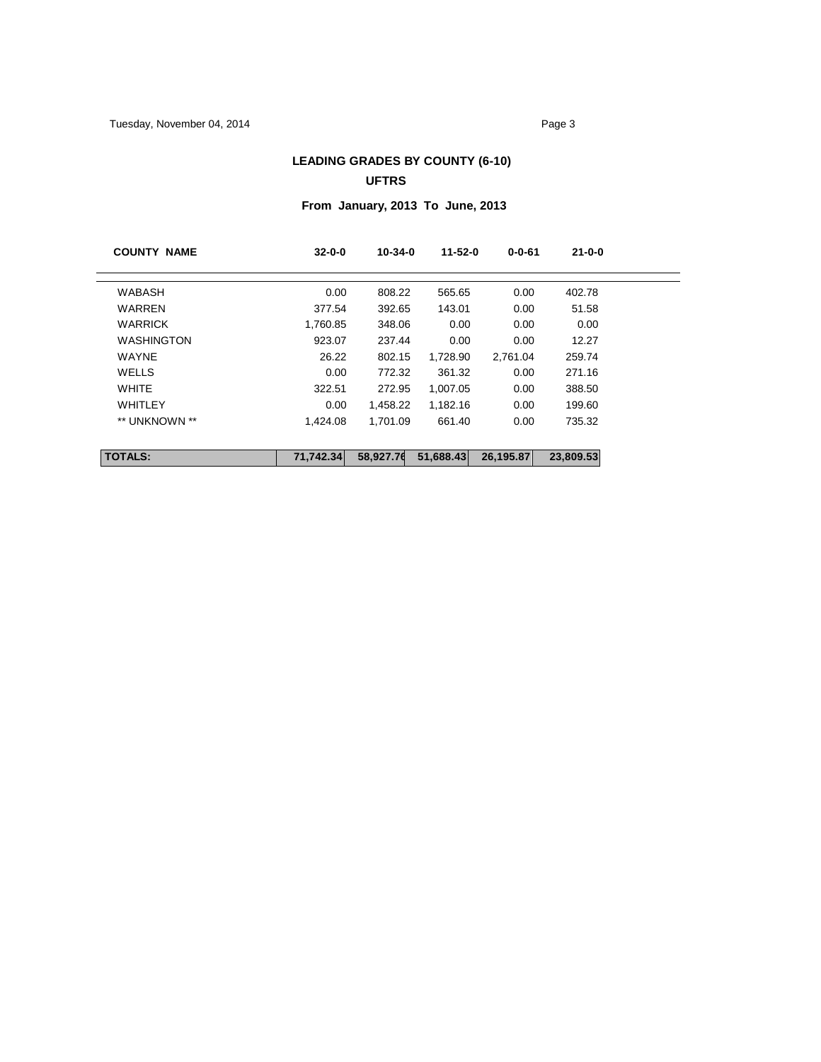## LEADING GRADES BY COUNTY (6-10)

## UFTRS

### From January, 2013 To June, 2013

| COUNTY NAME | 32-0-0 | 10-34-0 | 11-52-0 | 0-0-61 | 21-0-0 |
|---|---|---|---|---|---|
| WABASH | 0.00 | 808.22 | 565.65 | 0.00 | 402.78 |
| WARREN | 377.54 | 392.65 | 143.01 | 0.00 | 51.58 |
| WARRICK | 1,760.85 | 348.06 | 0.00 | 0.00 | 0.00 |
| WASHINGTON | 923.07 | 237.44 | 0.00 | 0.00 | 12.27 |
| WAYNE | 26.22 | 802.15 | 1,728.90 | 2,761.04 | 259.74 |
| WELLS | 0.00 | 772.32 | 361.32 | 0.00 | 271.16 |
| WHITE | 322.51 | 272.95 | 1,007.05 | 0.00 | 388.50 |
| WHITLEY | 0.00 | 1,458.22 | 1,182.16 | 0.00 | 199.60 |
| ** UNKNOWN ** | 1,424.08 | 1,701.09 | 661.40 | 0.00 | 735.32 |
| **TOTALS:** | **71,742.34** | **58,927.76** | **51,688.43** | **26,195.87** | **23,809.53** |